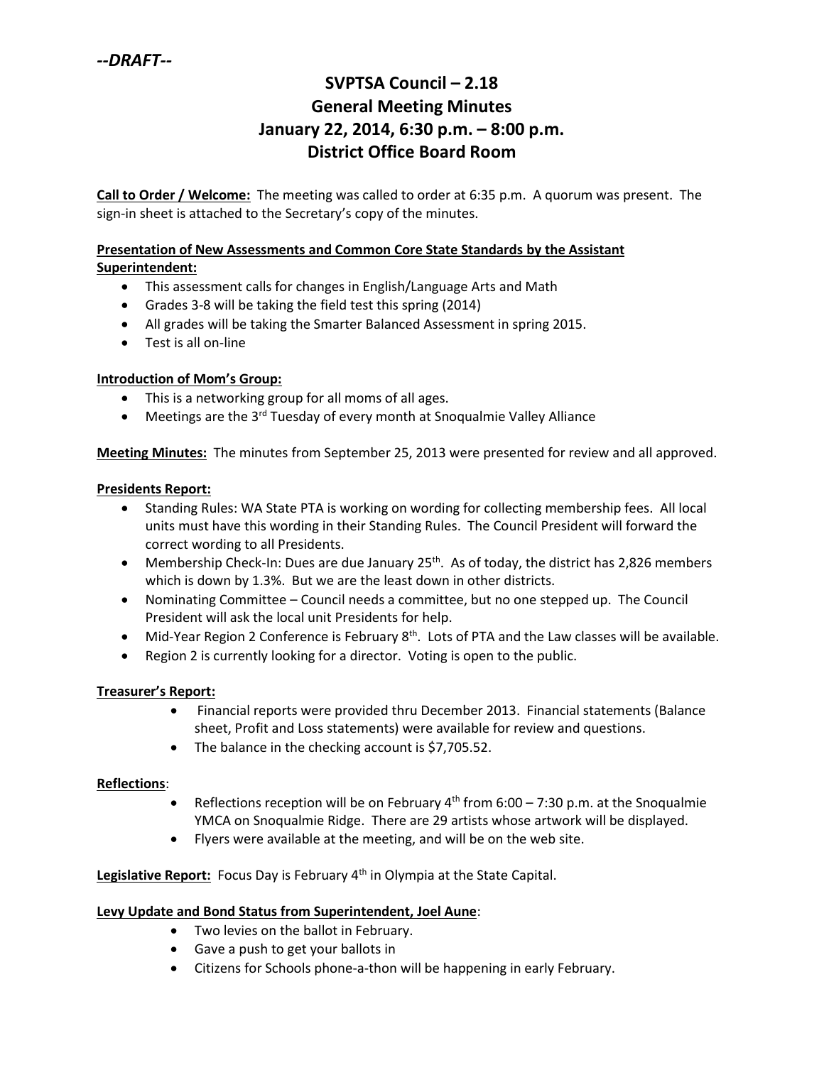*--DRAFT--*

# SVPTSA Council – 2.18
# General Meeting Minutes
# January 22, 2014, 6:30 p.m. – 8:00 p.m.
# District Office Board Room

**Call to Order / Welcome:** The meeting was called to order at 6:35 p.m. A quorum was present. The sign-in sheet is attached to the Secretary's copy of the minutes.

**Presentation of New Assessments and Common Core State Standards by the Assistant Superintendent:**

- This assessment calls for changes in English/Language Arts and Math
- Grades 3-8 will be taking the field test this spring (2014)
- All grades will be taking the Smarter Balanced Assessment in spring 2015.
- Test is all on-line

**Introduction of Mom's Group:**

- This is a networking group for all moms of all ages.
- Meetings are the 3rd Tuesday of every month at Snoqualmie Valley Alliance

**Meeting Minutes:** The minutes from September 25, 2013 were presented for review and all approved.

**Presidents Report:**

- Standing Rules: WA State PTA is working on wording for collecting membership fees. All local units must have this wording in their Standing Rules. The Council President will forward the correct wording to all Presidents.
- Membership Check-In: Dues are due January 25th. As of today, the district has 2,826 members which is down by 1.3%. But we are the least down in other districts.
- Nominating Committee – Council needs a committee, but no one stepped up. The Council President will ask the local unit Presidents for help.
- Mid-Year Region 2 Conference is February 8th. Lots of PTA and the Law classes will be available.
- Region 2 is currently looking for a director. Voting is open to the public.

**Treasurer's Report:**

- Financial reports were provided thru December 2013. Financial statements (Balance sheet, Profit and Loss statements) were available for review and questions.
- The balance in the checking account is $7,705.52.

**Reflections**:

- Reflections reception will be on February 4th from 6:00 – 7:30 p.m. at the Snoqualmie YMCA on Snoqualmie Ridge. There are 29 artists whose artwork will be displayed.
- Flyers were available at the meeting, and will be on the web site.

**Legislative Report:** Focus Day is February 4th in Olympia at the State Capital.

**Levy Update and Bond Status from Superintendent, Joel Aune**:

- Two levies on the ballot in February.
- Gave a push to get your ballots in
- Citizens for Schools phone-a-thon will be happening in early February.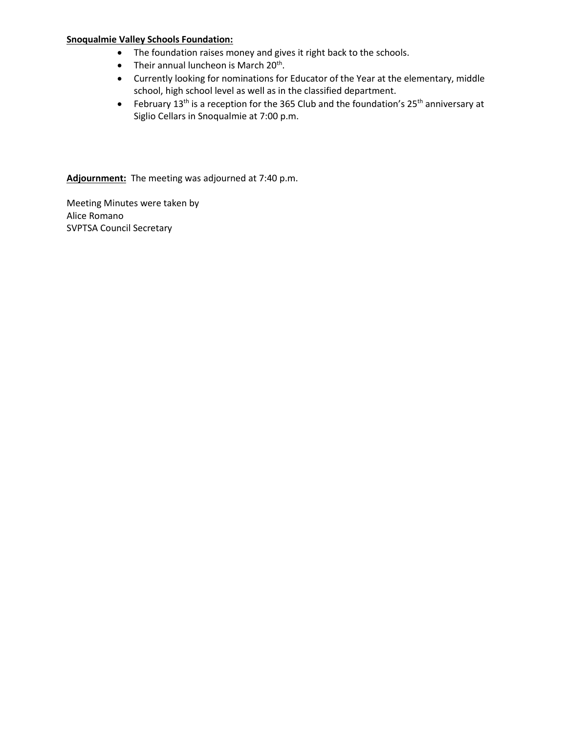**Snoqualmie Valley Schools Foundation:**

- The foundation raises money and gives it right back to the schools.
- Their annual luncheon is March 20th.
- Currently looking for nominations for Educator of the Year at the elementary, middle school, high school level as well as in the classified department.
- February 13th is a reception for the 365 Club and the foundation's 25th anniversary at Siglio Cellars in Snoqualmie at 7:00 p.m.

**Adjournment:** The meeting was adjourned at 7:40 p.m.

Meeting Minutes were taken by
Alice Romano
SVPTSA Council Secretary